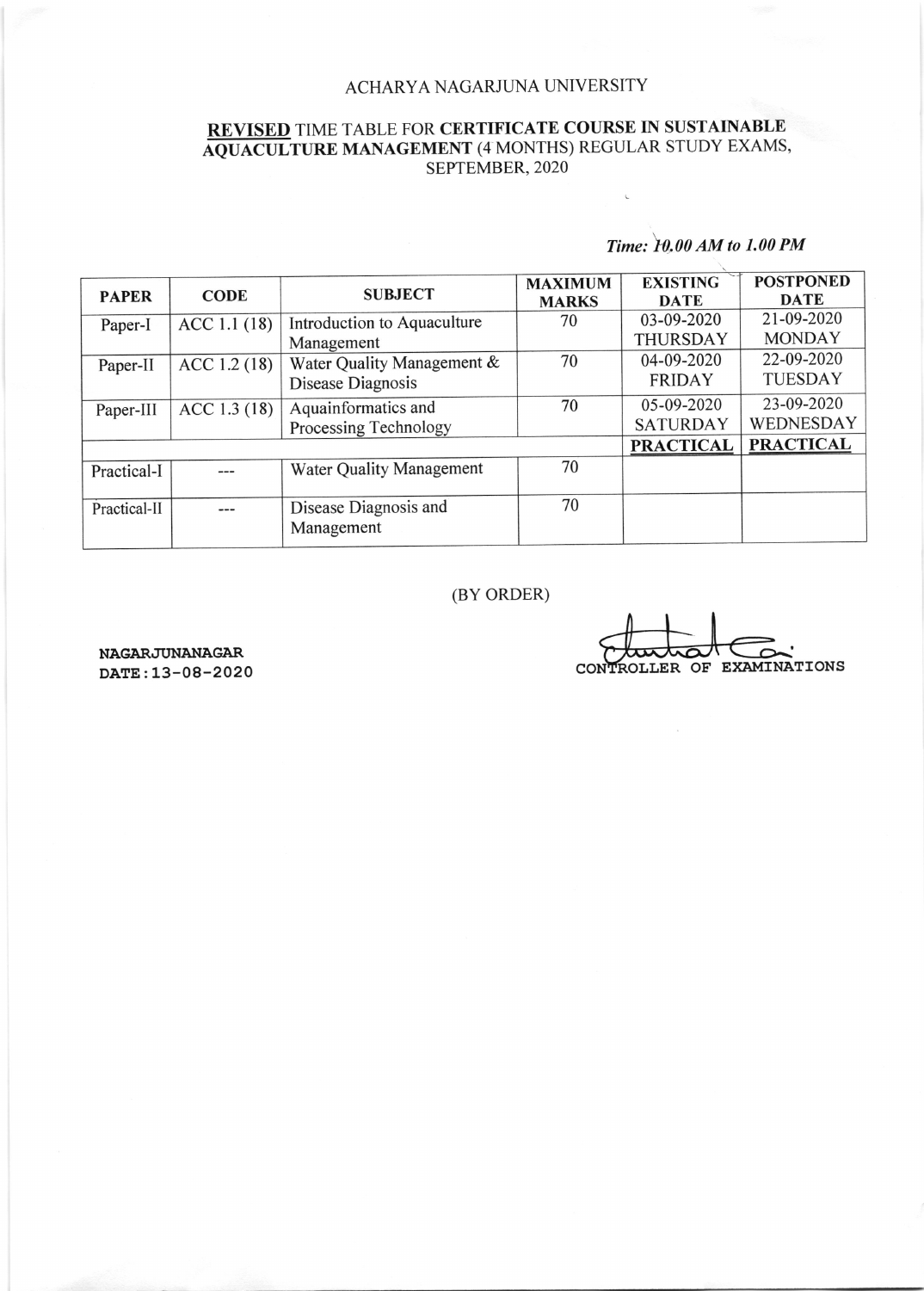ACHARYA NAGARJUNA UNIVERSITY

**REVISED** TIME TABLE FOR **CERTIFICATE COURSE IN SUSTAINABLE AQUACULTURE MANAGEMENT** (4 MONTHS) REGULAR STUDY EXAMS, SEPTEMBER, 2020

*Time: 10.00 AM to 1.00 PM*

| PAPER | CODE | SUBJECT | MAXIMUM MARKS | EXISTING DATE | POSTPONED DATE |
|---|---|---|---|---|---|
| Paper-I | ACC 1.1 (18) | Introduction to Aquaculture Management | 70 | 03-09-2020 THURSDAY | 21-09-2020 MONDAY |
| Paper-II | ACC 1.2 (18) | Water Quality Management & Disease Diagnosis | 70 | 04-09-2020 FRIDAY | 22-09-2020 TUESDAY |
| Paper-III | ACC 1.3 (18) | Aquainformatics and Processing Technology | 70 | 05-09-2020 SATURDAY | 23-09-2020 WEDNESDAY |
| | | | | **PRACTICAL** | **PRACTICAL** |
| Practical-I | --- | Water Quality Management | 70 | | |
| Practical-II | --- | Disease Diagnosis and Management | 70 | | |

(BY ORDER)

NAGARJUNANAGAR
DATE:13-08-2020

CONTROLLER OF EXAMINATIONS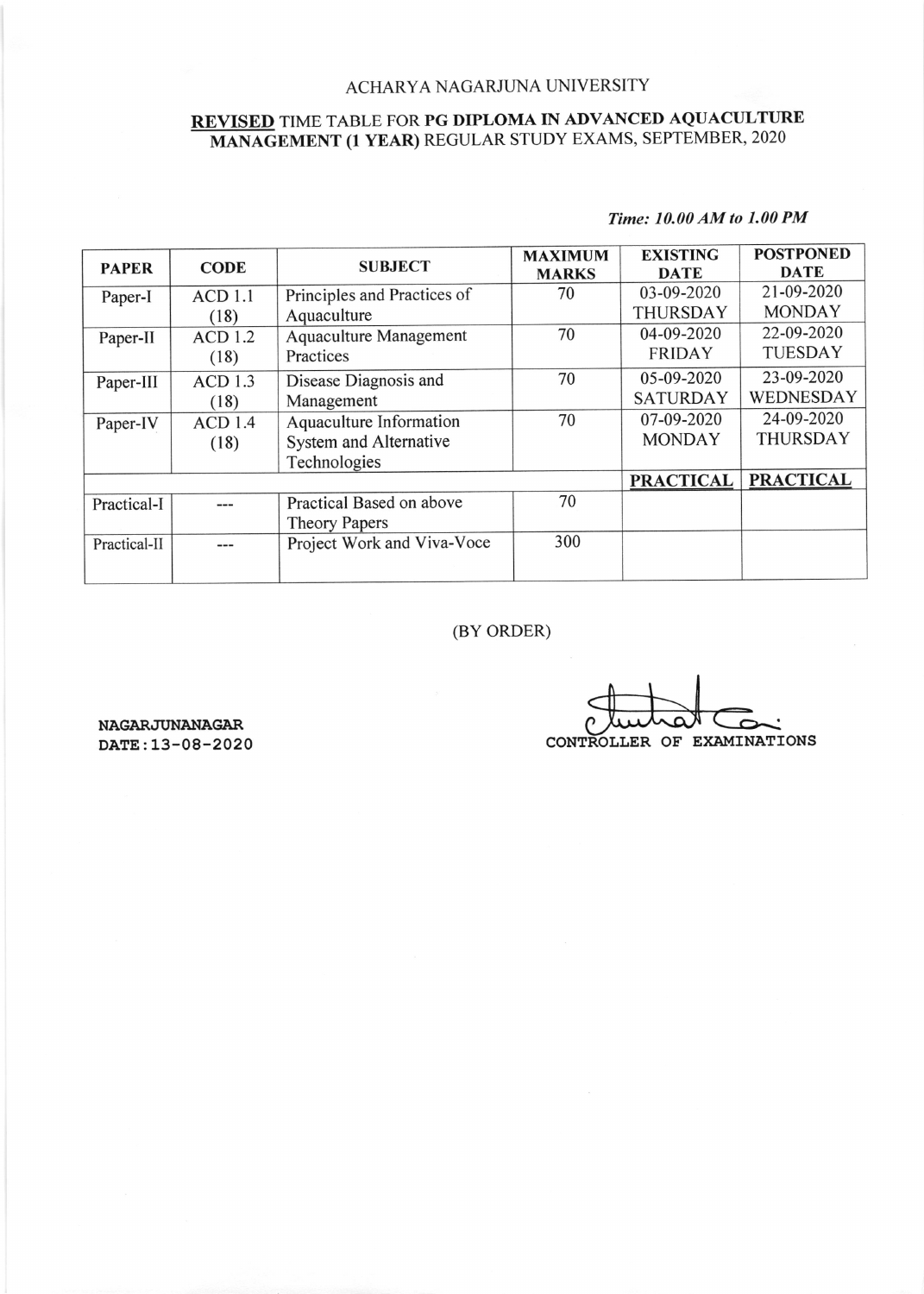ACHARYA NAGARJUNA UNIVERSITY

**REVISED** TIME TABLE FOR **PG DIPLOMA IN ADVANCED AQUACULTURE MANAGEMENT (1 YEAR)** REGULAR STUDY EXAMS, SEPTEMBER, 2020

***Time: 10.00 AM to 1.00 PM***

| PAPER | CODE | SUBJECT | MAXIMUM MARKS | EXISTING DATE | POSTPONED DATE |
|---|---|---|---|---|---|
| Paper-I | ACD 1.1 (18) | Principles and Practices of Aquaculture | 70 | 03-09-2020 THURSDAY | 21-09-2020 MONDAY |
| Paper-II | ACD 1.2 (18) | Aquaculture Management Practices | 70 | 04-09-2020 FRIDAY | 22-09-2020 TUESDAY |
| Paper-III | ACD 1.3 (18) | Disease Diagnosis and Management | 70 | 05-09-2020 SATURDAY | 23-09-2020 WEDNESDAY |
| Paper-IV | ACD 1.4 (18) | Aquaculture Information System and Alternative Technologies | 70 | 07-09-2020 MONDAY | 24-09-2020 THURSDAY |
| | | | | **PRACTICAL** | **PRACTICAL** |
| Practical-I | --- | Practical Based on above Theory Papers | 70 | | |
| Practical-II | --- | Project Work and Viva-Voce | 300 | | |

(BY ORDER)

**NAGARJUNANAGAR**
**DATE:13-08-2020**

CONTROLLER OF EXAMINATIONS